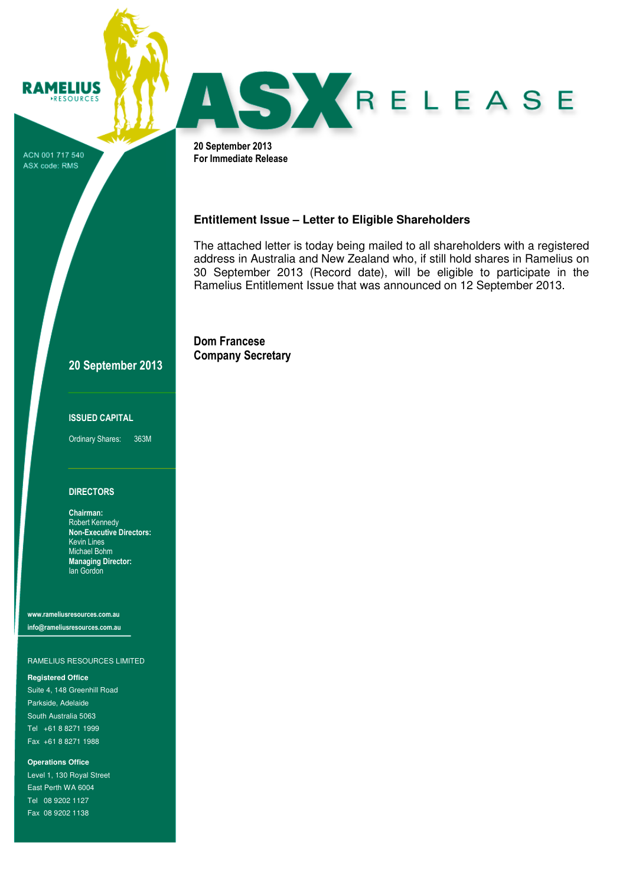# RAMELIUS RESOURCES

ACN 001 717 540
ASX code: RMS

# ASX RELEASE

**20 September 2013**
**For Immediate Release**

### Entitlement Issue – Letter to Eligible Shareholders

The attached letter is today being mailed to all shareholders with a registered address in Australia and New Zealand who, if still hold shares in Ramelius on 30 September 2013 (Record date), will be eligible to participate in the Ramelius Entitlement Issue that was announced on 12 September 2013.

**Dom Francese**
**Company Secretary**

---

**20 September 2013**

**ISSUED CAPITAL**

Ordinary Shares: 363M

**DIRECTORS**

**Chairman:**
Robert Kennedy
**Non-Executive Directors:**
Kevin Lines
Michael Bohm
**Managing Director:**
Ian Gordon

**www.rameliusresources.com.au**
**info@rameliusresources.com.au**

RAMELIUS RESOURCES LIMITED

**Registered Office**
Suite 4, 148 Greenhill Road
Parkside, Adelaide
South Australia 5063
Tel +61 8 8271 1999
Fax +61 8 8271 1988

**Operations Office**
Level 1, 130 Royal Street
East Perth WA 6004
Tel 08 9202 1127
Fax 08 9202 1138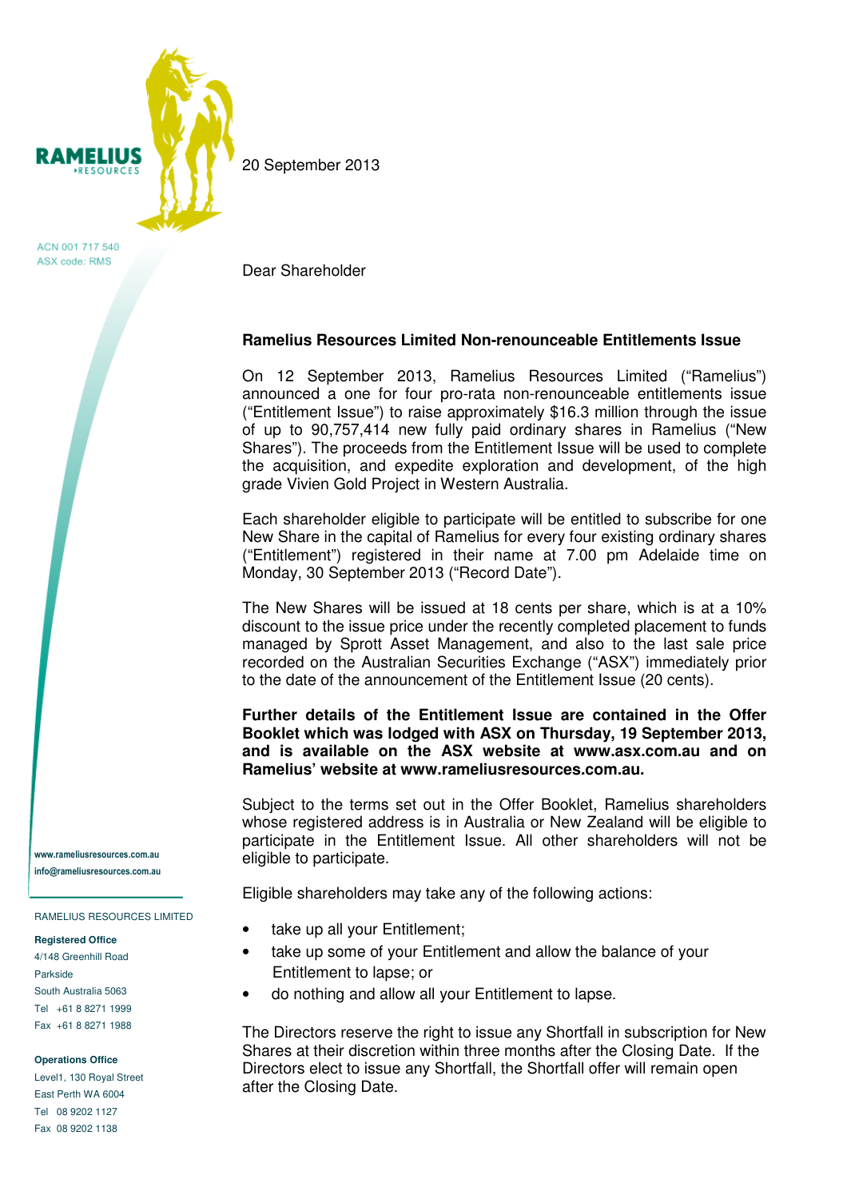RAMELIUS RESOURCES

ACN 001 717 540
ASX code: RMS

20 September 2013

Dear Shareholder

**Ramelius Resources Limited Non-renounceable Entitlements Issue**

On 12 September 2013, Ramelius Resources Limited ("Ramelius") announced a one for four pro-rata non-renounceable entitlements issue ("Entitlement Issue") to raise approximately $16.3 million through the issue of up to 90,757,414 new fully paid ordinary shares in Ramelius ("New Shares"). The proceeds from the Entitlement Issue will be used to complete the acquisition, and expedite exploration and development, of the high grade Vivien Gold Project in Western Australia.

Each shareholder eligible to participate will be entitled to subscribe for one New Share in the capital of Ramelius for every four existing ordinary shares ("Entitlement") registered in their name at 7.00 pm Adelaide time on Monday, 30 September 2013 ("Record Date").

The New Shares will be issued at 18 cents per share, which is at a 10% discount to the issue price under the recently completed placement to funds managed by Sprott Asset Management, and also to the last sale price recorded on the Australian Securities Exchange ("ASX") immediately prior to the date of the announcement of the Entitlement Issue (20 cents).

**Further details of the Entitlement Issue are contained in the Offer Booklet which was lodged with ASX on Thursday, 19 September 2013, and is available on the ASX website at www.asx.com.au and on Ramelius' website at www.rameliusresources.com.au.**

Subject to the terms set out in the Offer Booklet, Ramelius shareholders whose registered address is in Australia or New Zealand will be eligible to participate in the Entitlement Issue. All other shareholders will not be eligible to participate.

Eligible shareholders may take any of the following actions:

- take up all your Entitlement;
- take up some of your Entitlement and allow the balance of your Entitlement to lapse; or
- do nothing and allow all your Entitlement to lapse.

The Directors reserve the right to issue any Shortfall in subscription for New Shares at their discretion within three months after the Closing Date. If the Directors elect to issue any Shortfall, the Shortfall offer will remain open after the Closing Date.

www.rameliusresources.com.au
info@rameliusresources.com.au

RAMELIUS RESOURCES LIMITED

**Registered Office**
4/148 Greenhill Road
Parkside
South Australia 5063
Tel +61 8 8271 1999
Fax +61 8 8271 1988

**Operations Office**
Level1, 130 Royal Street
East Perth WA 6004
Tel 08 9202 1127
Fax 08 9202 1138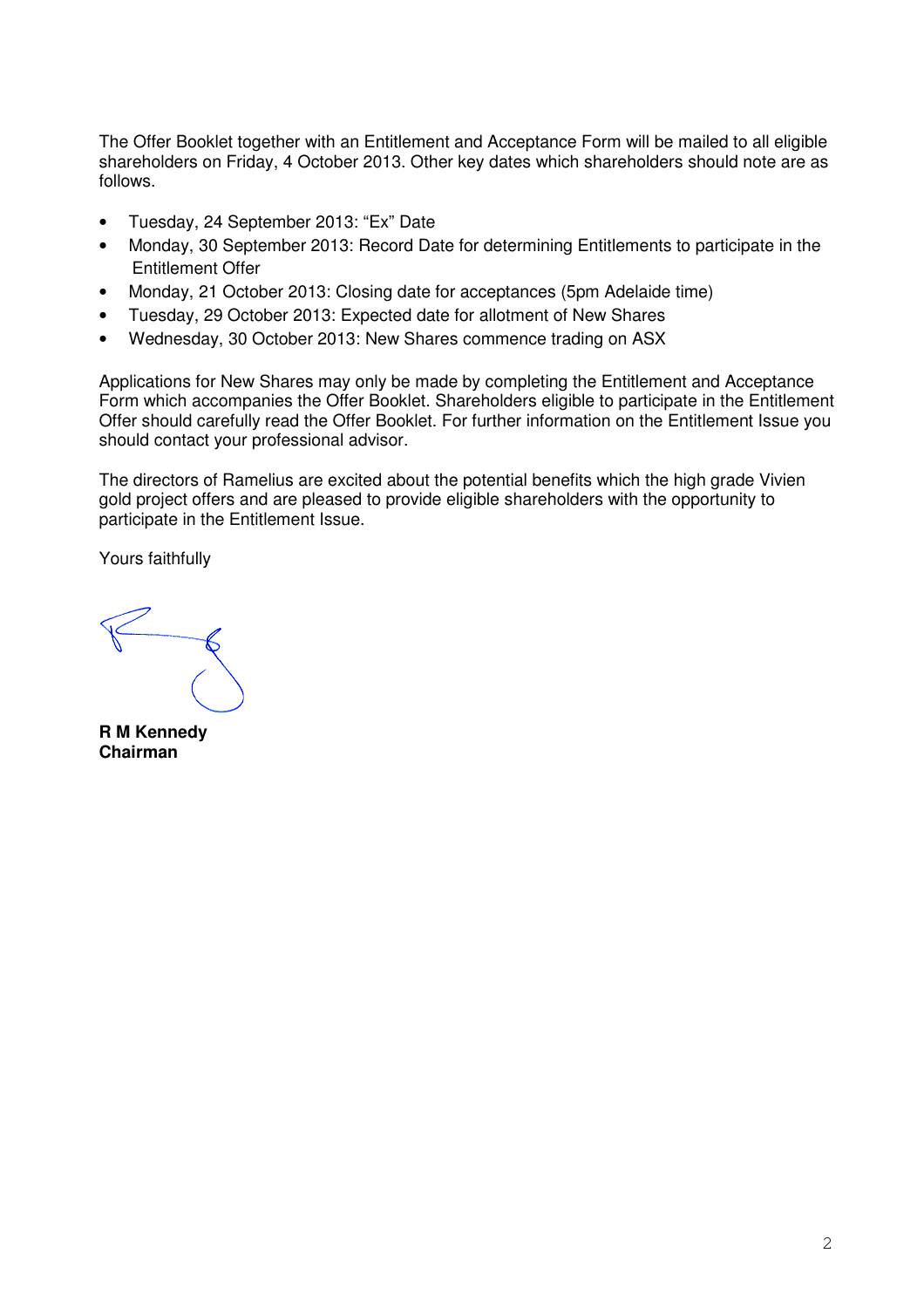The Offer Booklet together with an Entitlement and Acceptance Form will be mailed to all eligible shareholders on Friday, 4 October 2013. Other key dates which shareholders should note are as follows.

- Tuesday, 24 September 2013: "Ex" Date
- Monday, 30 September 2013: Record Date for determining Entitlements to participate in the Entitlement Offer
- Monday, 21 October 2013: Closing date for acceptances (5pm Adelaide time)
- Tuesday, 29 October 2013: Expected date for allotment of New Shares
- Wednesday, 30 October 2013: New Shares commence trading on ASX

Applications for New Shares may only be made by completing the Entitlement and Acceptance Form which accompanies the Offer Booklet. Shareholders eligible to participate in the Entitlement Offer should carefully read the Offer Booklet. For further information on the Entitlement Issue you should contact your professional advisor.

The directors of Ramelius are excited about the potential benefits which the high grade Vivien gold project offers and are pleased to provide eligible shareholders with the opportunity to participate in the Entitlement Issue.

Yours faithfully

**R M Kennedy**
**Chairman**